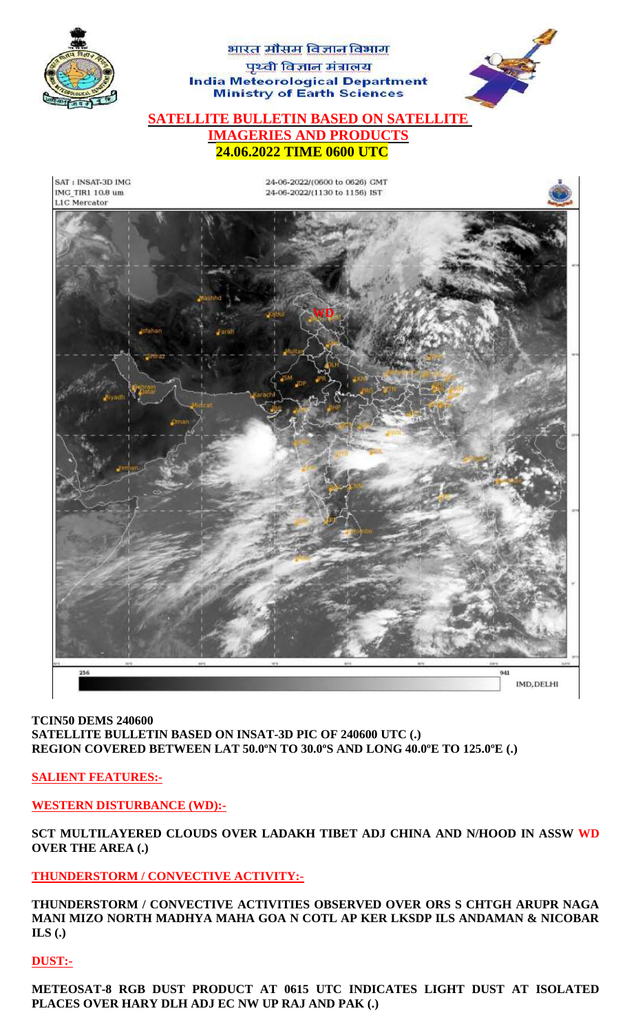भारत मौसम विज्ञान विभाग

पृथ्वी विज्ञान मंत्रालय

India Meteorological Department

Ministry of Earth Sciences

## SATELLITE BULLETIN BASED ON SATELLITE IMAGERIES AND PRODUCTS

## 24.06.2022 TIME 0600 UTC

**TCIN50 DEMS 240600**

**SATELLITE BULLETIN BASED ON INSAT-3D PIC OF 240600 UTC (.)**

**REGION COVERED BETWEEN LAT 50.0ºN TO 30.0ºS AND LONG 40.0ºE TO 125.0ºE (.)**

**SALIENT FEATURES:-**

**WESTERN DISTURBANCE (WD):-**

**SCT MULTILAYERED CLOUDS OVER LADAKH TIBET ADJ CHINA AND N/HOOD IN ASSW WD OVER THE AREA (.)**

**THUNDERSTORM / CONVECTIVE ACTIVITY:-**

**THUNDERSTORM / CONVECTIVE ACTIVITIES OBSERVED OVER ORS S CHTGH ARUPR NAGA MANI MIZO NORTH MADHYA MAHA GOA N COTL AP KER LKSDP ILS ANDAMAN & NICOBAR ILS (.)**

**DUST:-**

**METEOSAT-8 RGB DUST PRODUCT AT 0615 UTC INDICATES LIGHT DUST AT ISOLATED PLACES OVER HARY DLH ADJ EC NW UP RAJ AND PAK (.)**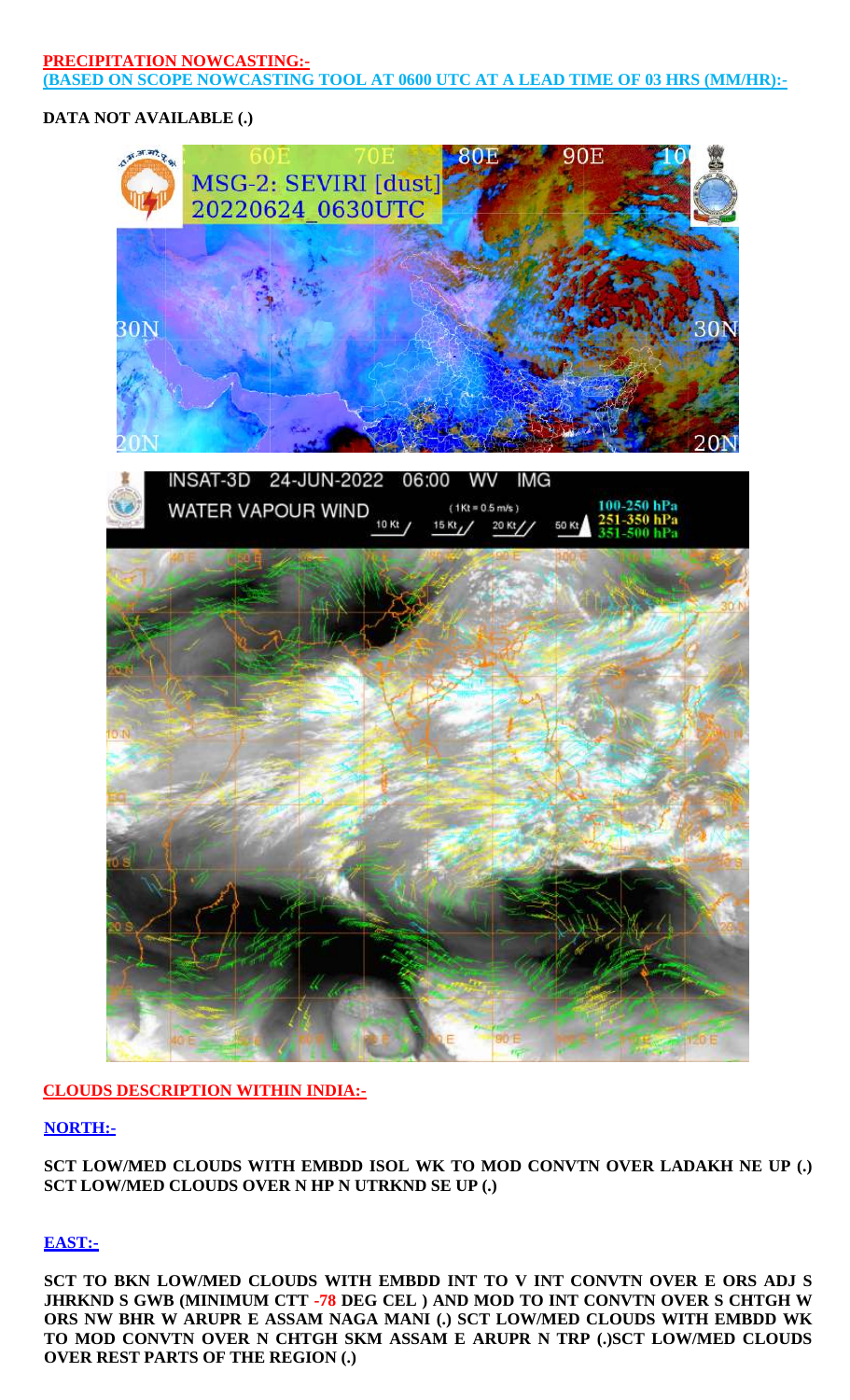**PRECIPITATION NOWCASTING:-**

**(BASED ON SCOPE NOWCASTING TOOL AT 0600 UTC AT A LEAD TIME OF 03 HRS (MM/HR):-**

**DATA NOT AVAILABLE (.)**

**CLOUDS DESCRIPTION WITHIN INDIA:-**

**NORTH:-**

**SCT LOW/MED CLOUDS WITH EMBDD ISOL WK TO MOD CONVTN OVER LADAKH NE UP (.) SCT LOW/MED CLOUDS OVER N HP N UTRKND SE UP (.)**

**EAST:-**

**SCT TO BKN LOW/MED CLOUDS WITH EMBDD INT TO V INT CONVTN OVER E ORS ADJ S JHRKND S GWB (MINIMUM CTT -78 DEG CEL ) AND MOD TO INT CONVTN OVER S CHTGH W ORS NW BHR W ARUPR E ASSAM NAGA MANI (.) SCT LOW/MED CLOUDS WITH EMBDD WK TO MOD CONVTN OVER N CHTGH SKM ASSAM E ARUPR N TRP (.)SCT LOW/MED CLOUDS OVER REST PARTS OF THE REGION (.)**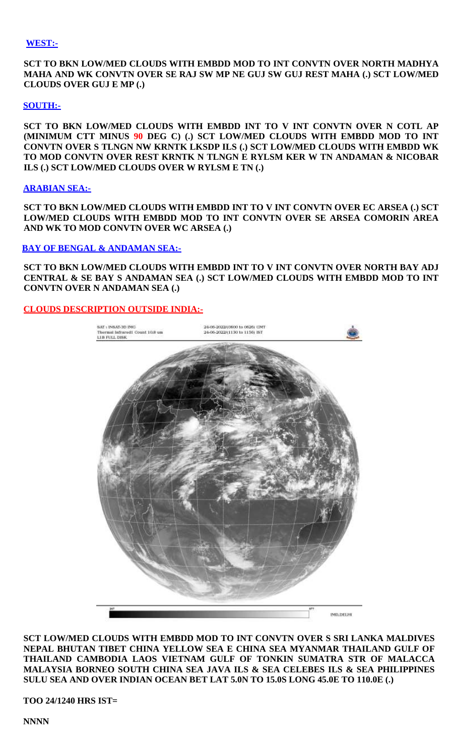**WEST:-**

**SCT TO BKN LOW/MED CLOUDS WITH EMBDD MOD TO INT CONVTN OVER NORTH MADHYA MAHA AND WK CONVTN OVER SE RAJ SW MP NE GUJ SW GUJ REST MAHA (.) SCT LOW/MED CLOUDS OVER GUJ E MP (.)**

**SOUTH:-**

**SCT TO BKN LOW/MED CLOUDS WITH EMBDD INT TO V INT CONVTN OVER N COTL AP (MINIMUM CTT MINUS 90 DEG C) (.) SCT LOW/MED CLOUDS WITH EMBDD MOD TO INT CONVTN OVER S TLNGN NW KRNTK LKSDP ILS (.) SCT LOW/MED CLOUDS WITH EMBDD WK TO MOD CONVTN OVER REST KRNTK N TLNGN E RYLSM KER W TN ANDAMAN & NICOBAR ILS (.) SCT LOW/MED CLOUDS OVER W RYLSM E TN (.)**

**ARABIAN SEA:-**

**SCT TO BKN LOW/MED CLOUDS WITH EMBDD INT TO V INT CONVTN OVER EC ARSEA (.) SCT LOW/MED CLOUDS WITH EMBDD MOD TO INT CONVTN OVER SE ARSEA COMORIN AREA AND WK TO MOD CONVTN OVER WC ARSEA (.)**

**BAY OF BENGAL & ANDAMAN SEA:-**

**SCT TO BKN LOW/MED CLOUDS WITH EMBDD INT TO V INT CONVTN OVER NORTH BAY ADJ CENTRAL & SE BAY S ANDAMAN SEA (.) SCT LOW/MED CLOUDS WITH EMBDD MOD TO INT CONVTN OVER N ANDAMAN SEA (.)**

**CLOUDS DESCRIPTION OUTSIDE INDIA:-**

**SCT LOW/MED CLOUDS WITH EMBDD MOD TO INT CONVTN OVER S SRI LANKA MALDIVES NEPAL BHUTAN TIBET CHINA YELLOW SEA E CHINA SEA MYANMAR THAILAND GULF OF THAILAND CAMBODIA LAOS VIETNAM GULF OF TONKIN SUMATRA STR OF MALACCA MALAYSIA BORNEO SOUTH CHINA SEA JAVA ILS & SEA CELEBES ILS & SEA PHILIPPINES SULU SEA AND OVER INDIAN OCEAN BET LAT 5.0N TO 15.0S LONG 45.0E TO 110.0E (.)**

**TOO 24/1240 HRS IST=**

**NNNN**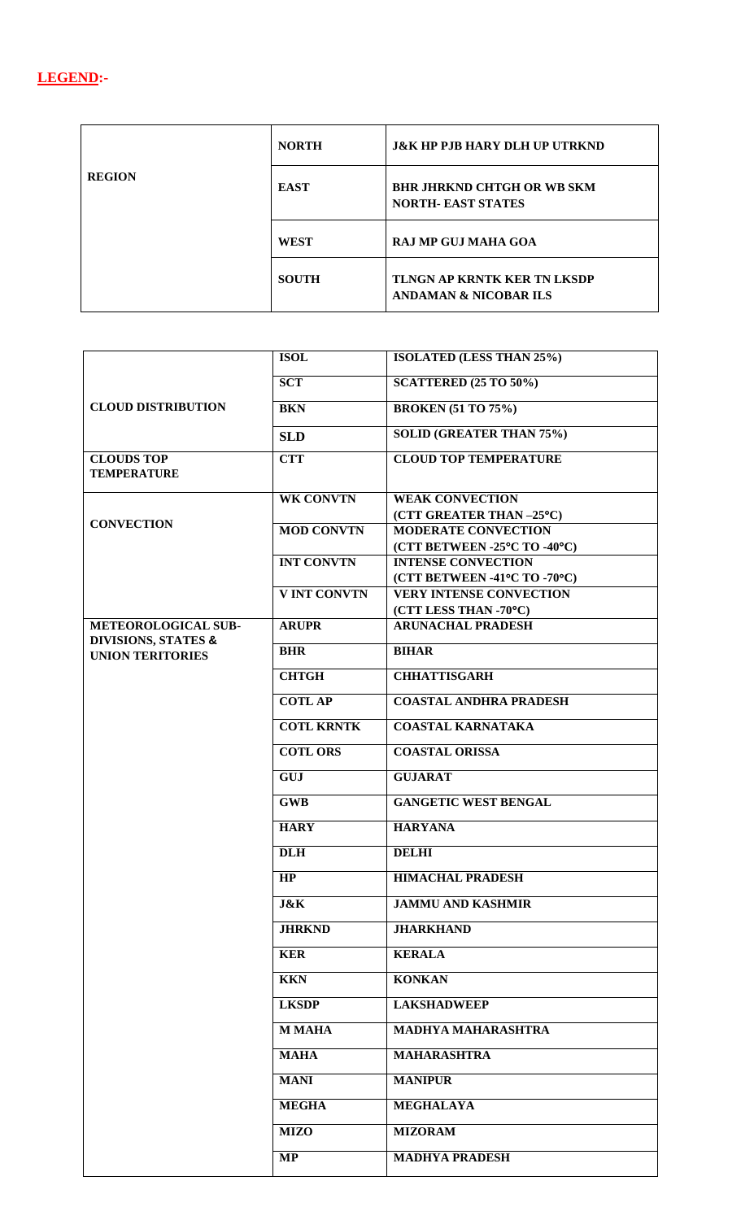**LEGEND:-**

| | | |
|---|---|---|
| **REGION** | **NORTH** | **J&K HP PJB HARY DLH UP UTRKND** |
| | **EAST** | **BHR JHRKND CHTGH OR WB SKM NORTH- EAST STATES** |
| | **WEST** | **RAJ MP GUJ MAHA GOA** |
| | **SOUTH** | **TLNGN AP KRNTK KER TN LKSDP ANDAMAN & NICOBAR ILS** |

| | | |
|---|---|---|
| **CLOUD DISTRIBUTION** | **ISOL** | **ISOLATED (LESS THAN 25%)** |
| | **SCT** | **SCATTERED (25 TO 50%)** |
| | **BKN** | **BROKEN (51 TO 75%)** |
| | **SLD** | **SOLID (GREATER THAN 75%)** |
| **CLOUDS TOP TEMPERATURE** | **CTT** | **CLOUD TOP TEMPERATURE** |
| **CONVECTION** | **WK CONVTN** | **WEAK CONVECTION (CTT GREATER THAN –25°C)** |
| | **MOD CONVTN** | **MODERATE CONVECTION (CTT BETWEEN -25°C TO -40°C)** |
| | **INT CONVTN** | **INTENSE CONVECTION (CTT BETWEEN -41°C TO -70°C)** |
| | **V INT CONVTN** | **VERY INTENSE CONVECTION (CTT LESS THAN -70°C)** |
| **METEOROLOGICAL SUB-DIVISIONS, STATES & UNION TERITORIES** | **ARUPR** | **ARUNACHAL PRADESH** |
| | **BHR** | **BIHAR** |
| | **CHTGH** | **CHHATTISGARH** |
| | **COTL AP** | **COASTAL ANDHRA PRADESH** |
| | **COTL KRNTK** | **COASTAL KARNATAKA** |
| | **COTL ORS** | **COASTAL ORISSA** |
| | **GUJ** | **GUJARAT** |
| | **GWB** | **GANGETIC WEST BENGAL** |
| | **HARY** | **HARYANA** |
| | **DLH** | **DELHI** |
| | **HP** | **HIMACHAL PRADESH** |
| | **J&K** | **JAMMU AND KASHMIR** |
| | **JHRKND** | **JHARKHAND** |
| | **KER** | **KERALA** |
| | **KKN** | **KONKAN** |
| | **LKSDP** | **LAKSHADWEEP** |
| | **M MAHA** | **MADHYA MAHARASHTRA** |
| | **MAHA** | **MAHARASHTRA** |
| | **MANI** | **MANIPUR** |
| | **MEGHA** | **MEGHALAYA** |
| | **MIZO** | **MIZORAM** |
| | **MP** | **MADHYA PRADESH** |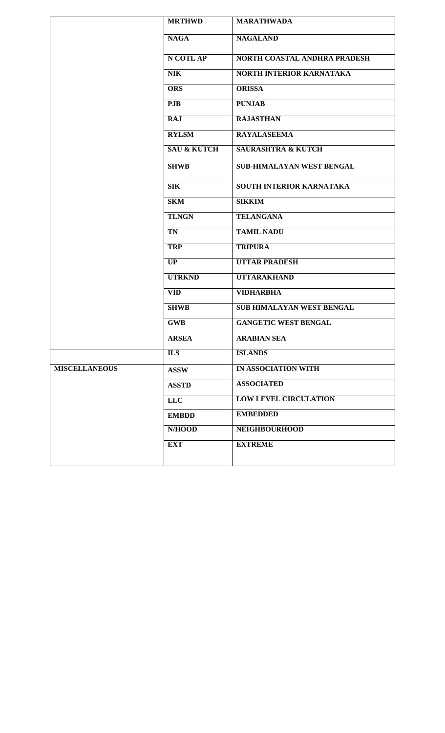| | | |
|---|---|---|
| | **MRTHWD** | **MARATHWADA** |
| | **NAGA** | **NAGALAND** |
| | **N COTL AP** | **NORTH COASTAL ANDHRA PRADESH** |
| | **NIK** | **NORTH INTERIOR KARNATAKA** |
| | **ORS** | **ORISSA** |
| | **PJB** | **PUNJAB** |
| | **RAJ** | **RAJASTHAN** |
| | **RYLSM** | **RAYALASEEMA** |
| | **SAU & KUTCH** | **SAURASHTRA & KUTCH** |
| | **SHWB** | **SUB-HIMALAYAN WEST BENGAL** |
| | **SIK** | **SOUTH INTERIOR KARNATAKA** |
| | **SKM** | **SIKKIM** |
| | **TLNGN** | **TELANGANA** |
| | **TN** | **TAMIL NADU** |
| | **TRP** | **TRIPURA** |
| | **UP** | **UTTAR PRADESH** |
| | **UTRKND** | **UTTARAKHAND** |
| | **VID** | **VIDHARBHA** |
| | **SHWB** | **SUB HIMALAYAN WEST BENGAL** |
| | **GWB** | **GANGETIC WEST BENGAL** |
| | **ARSEA** | **ARABIAN SEA** |
| | **ILS** | **ISLANDS** |
| **MISCELLANEOUS** | **ASSW** | **IN ASSOCIATION WITH** |
| | **ASSTD** | **ASSOCIATED** |
| | **LLC** | **LOW LEVEL CIRCULATION** |
| | **EMBDD** | **EMBEDDED** |
| | **N/HOOD** | **NEIGHBOURHOOD** |
| | **EXT** | **EXTREME** |